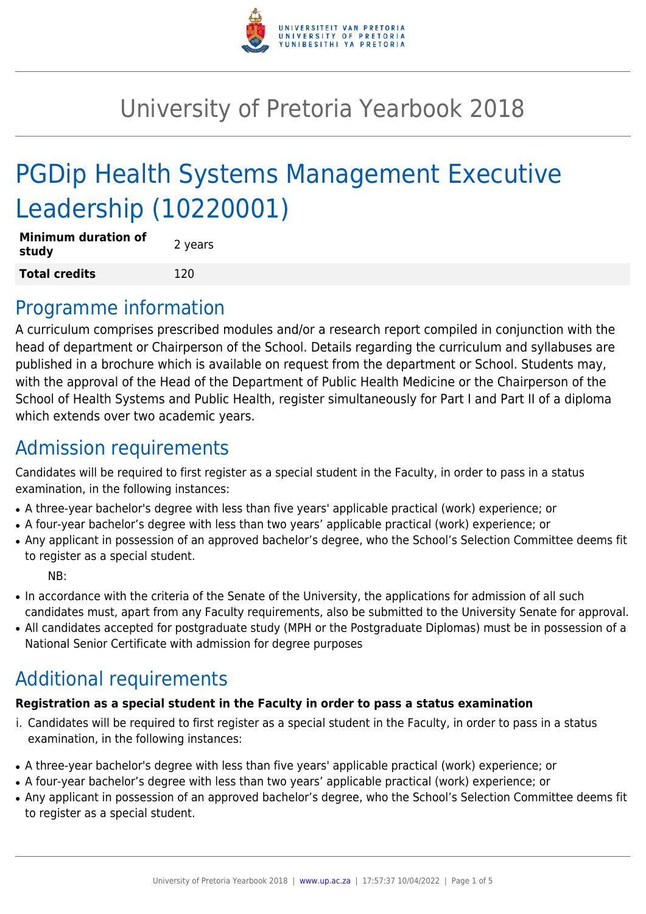# University of Pretoria Yearbook 2018

# PGDip Health Systems Management Executive Leadership (10220001)

| **Minimum duration of study** | 2 years |
| --- | --- |
| **Total credits** | 120 |

## Programme information

A curriculum comprises prescribed modules and/or a research report compiled in conjunction with the head of department or Chairperson of the School. Details regarding the curriculum and syllabuses are published in a brochure which is available on request from the department or School. Students may, with the approval of the Head of the Department of Public Health Medicine or the Chairperson of the School of Health Systems and Public Health, register simultaneously for Part I and Part II of a diploma which extends over two academic years.

## Admission requirements

Candidates will be required to first register as a special student in the Faculty, in order to pass in a status examination, in the following instances:

- A three-year bachelor's degree with less than five years' applicable practical (work) experience; or
- A four-year bachelor's degree with less than two years' applicable practical (work) experience; or
- Any applicant in possession of an approved bachelor's degree, who the School's Selection Committee deems fit to register as a special student.

NB:

- In accordance with the criteria of the Senate of the University, the applications for admission of all such candidates must, apart from any Faculty requirements, also be submitted to the University Senate for approval.
- All candidates accepted for postgraduate study (MPH or the Postgraduate Diplomas) must be in possession of a National Senior Certificate with admission for degree purposes

## Additional requirements

**Registration as a special student in the Faculty in order to pass a status examination**

i. Candidates will be required to first register as a special student in the Faculty, in order to pass in a status examination, in the following instances:

- A three-year bachelor's degree with less than five years' applicable practical (work) experience; or
- A four-year bachelor's degree with less than two years' applicable practical (work) experience; or
- Any applicant in possession of an approved bachelor's degree, who the School's Selection Committee deems fit to register as a special student.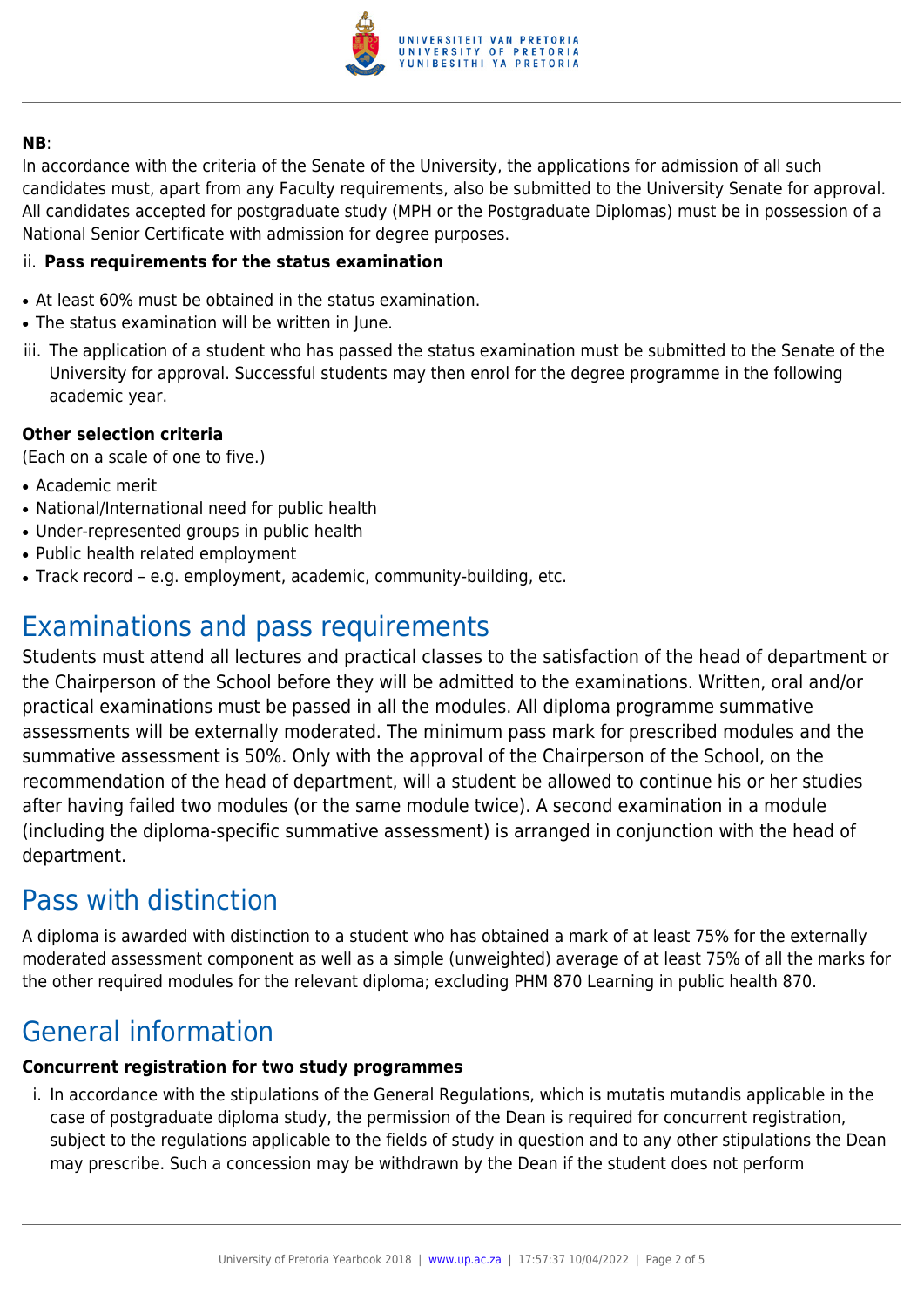**NB**:
In accordance with the criteria of the Senate of the University, the applications for admission of all such candidates must, apart from any Faculty requirements, also be submitted to the University Senate for approval. All candidates accepted for postgraduate study (MPH or the Postgraduate Diplomas) must be in possession of a National Senior Certificate with admission for degree purposes.

ii. **Pass requirements for the status examination**

- At least 60% must be obtained in the status examination.
- The status examination will be written in June.

iii. The application of a student who has passed the status examination must be submitted to the Senate of the University for approval. Successful students may then enrol for the degree programme in the following academic year.

**Other selection criteria**
(Each on a scale of one to five.)

- Academic merit
- National/International need for public health
- Under-represented groups in public health
- Public health related employment
- Track record – e.g. employment, academic, community-building, etc.

# Examinations and pass requirements

Students must attend all lectures and practical classes to the satisfaction of the head of department or the Chairperson of the School before they will be admitted to the examinations. Written, oral and/or practical examinations must be passed in all the modules. All diploma programme summative assessments will be externally moderated. The minimum pass mark for prescribed modules and the summative assessment is 50%. Only with the approval of the Chairperson of the School, on the recommendation of the head of department, will a student be allowed to continue his or her studies after having failed two modules (or the same module twice). A second examination in a module (including the diploma-specific summative assessment) is arranged in conjunction with the head of department.

# Pass with distinction

A diploma is awarded with distinction to a student who has obtained a mark of at least 75% for the externally moderated assessment component as well as a simple (unweighted) average of at least 75% of all the marks for the other required modules for the relevant diploma; excluding PHM 870 Learning in public health 870.

# General information

**Concurrent registration for two study programmes**

i. In accordance with the stipulations of the General Regulations, which is mutatis mutandis applicable in the case of postgraduate diploma study, the permission of the Dean is required for concurrent registration, subject to the regulations applicable to the fields of study in question and to any other stipulations the Dean may prescribe. Such a concession may be withdrawn by the Dean if the student does not perform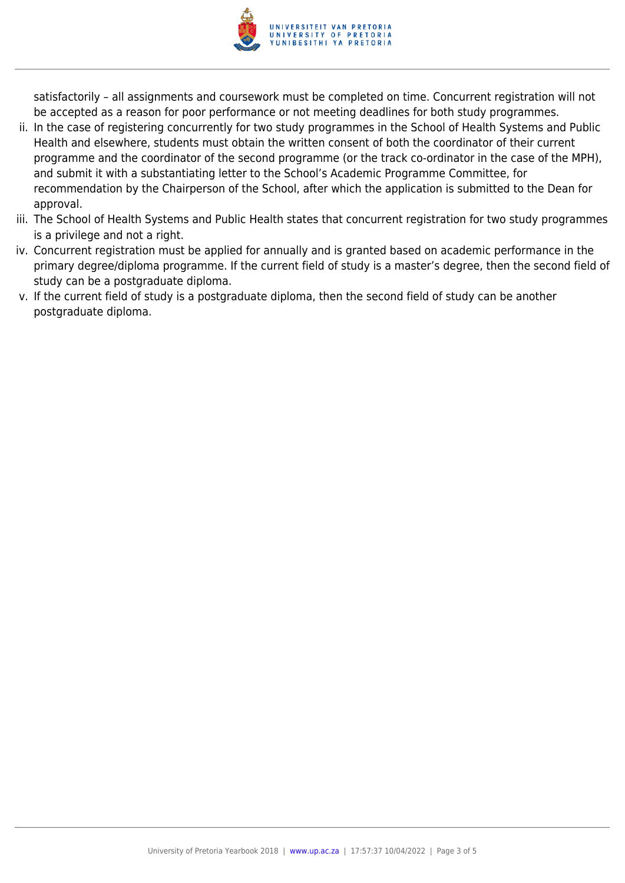satisfactorily – all assignments and coursework must be completed on time. Concurrent registration will not be accepted as a reason for poor performance or not meeting deadlines for both study programmes.

ii. In the case of registering concurrently for two study programmes in the School of Health Systems and Public Health and elsewhere, students must obtain the written consent of both the coordinator of their current programme and the coordinator of the second programme (or the track co-ordinator in the case of the MPH), and submit it with a substantiating letter to the School's Academic Programme Committee, for recommendation by the Chairperson of the School, after which the application is submitted to the Dean for approval.

iii. The School of Health Systems and Public Health states that concurrent registration for two study programmes is a privilege and not a right.

iv. Concurrent registration must be applied for annually and is granted based on academic performance in the primary degree/diploma programme. If the current field of study is a master's degree, then the second field of study can be a postgraduate diploma.

v. If the current field of study is a postgraduate diploma, then the second field of study can be another postgraduate diploma.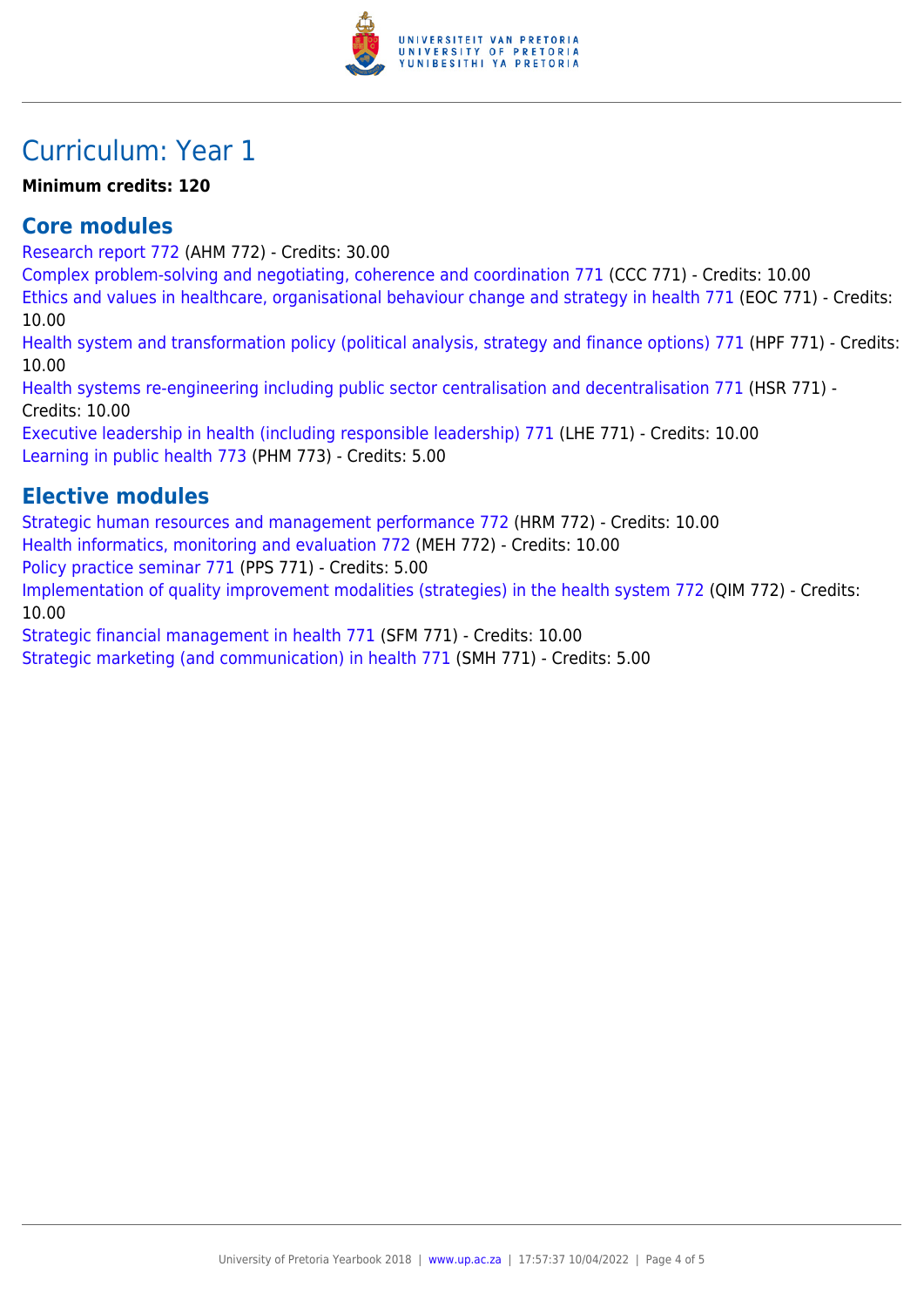# Curriculum: Year 1

**Minimum credits: 120**

## Core modules

Research report 772 (AHM 772) - Credits: 30.00
Complex problem-solving and negotiating, coherence and coordination 771 (CCC 771) - Credits: 10.00
Ethics and values in healthcare, organisational behaviour change and strategy in health 771 (EOC 771) - Credits: 10.00
Health system and transformation policy (political analysis, strategy and finance options) 771 (HPF 771) - Credits: 10.00
Health systems re-engineering including public sector centralisation and decentralisation 771 (HSR 771) - Credits: 10.00
Executive leadership in health (including responsible leadership) 771 (LHE 771) - Credits: 10.00
Learning in public health 773 (PHM 773) - Credits: 5.00

## Elective modules

Strategic human resources and management performance 772 (HRM 772) - Credits: 10.00
Health informatics, monitoring and evaluation 772 (MEH 772) - Credits: 10.00
Policy practice seminar 771 (PPS 771) - Credits: 5.00
Implementation of quality improvement modalities (strategies) in the health system 772 (QIM 772) - Credits: 10.00
Strategic financial management in health 771 (SFM 771) - Credits: 10.00
Strategic marketing (and communication) in health 771 (SMH 771) - Credits: 5.00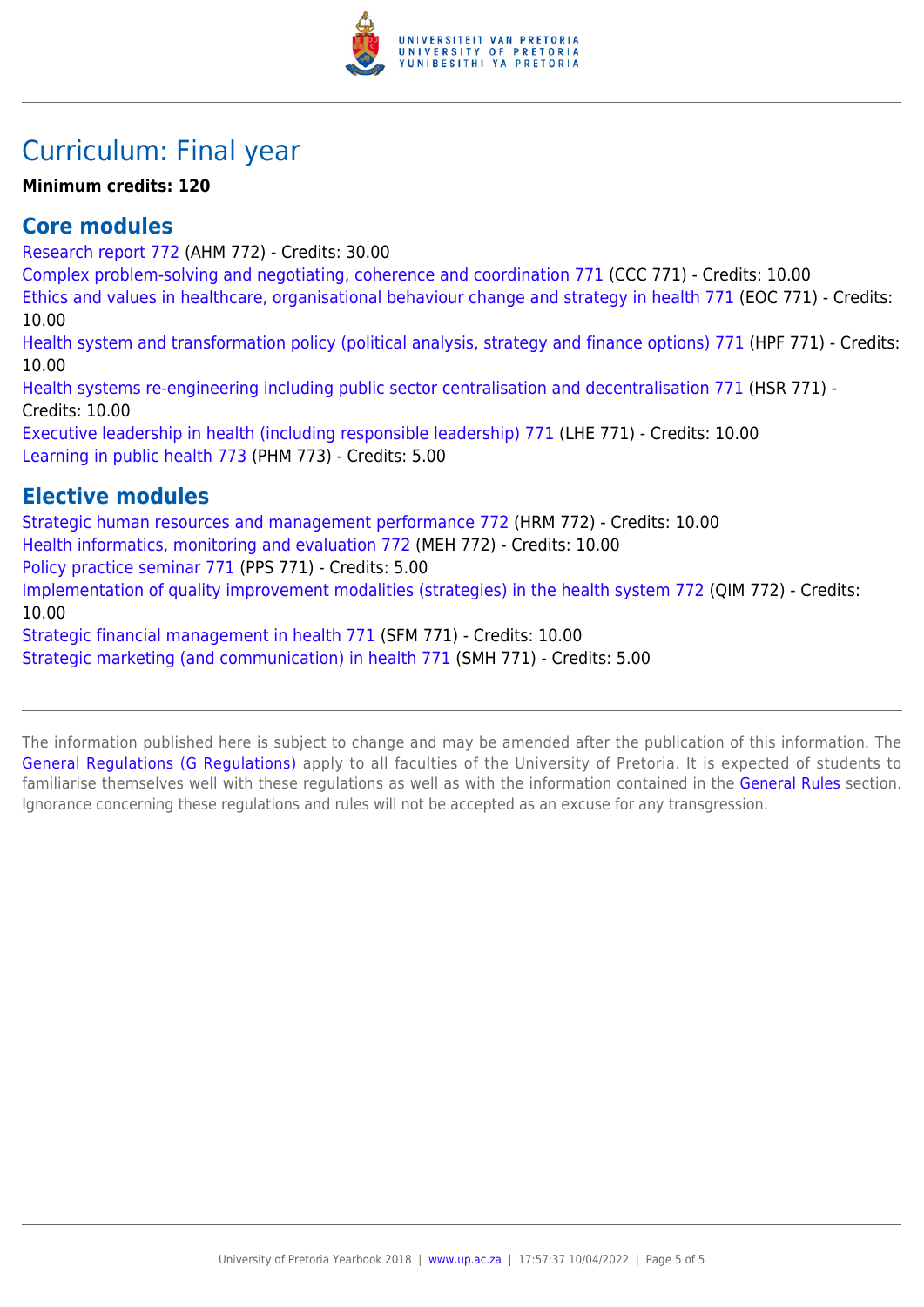## Curriculum: Final year

**Minimum credits: 120**

### Core modules

Research report 772 (AHM 772) - Credits: 30.00
Complex problem-solving and negotiating, coherence and coordination 771 (CCC 771) - Credits: 10.00
Ethics and values in healthcare, organisational behaviour change and strategy in health 771 (EOC 771) - Credits: 10.00
Health system and transformation policy (political analysis, strategy and finance options) 771 (HPF 771) - Credits: 10.00
Health systems re-engineering including public sector centralisation and decentralisation 771 (HSR 771) - Credits: 10.00
Executive leadership in health (including responsible leadership) 771 (LHE 771) - Credits: 10.00
Learning in public health 773 (PHM 773) - Credits: 5.00

### Elective modules

Strategic human resources and management performance 772 (HRM 772) - Credits: 10.00
Health informatics, monitoring and evaluation 772 (MEH 772) - Credits: 10.00
Policy practice seminar 771 (PPS 771) - Credits: 5.00
Implementation of quality improvement modalities (strategies) in the health system 772 (QIM 772) - Credits: 10.00
Strategic financial management in health 771 (SFM 771) - Credits: 10.00
Strategic marketing (and communication) in health 771 (SMH 771) - Credits: 5.00

---

The information published here is subject to change and may be amended after the publication of this information. The General Regulations (G Regulations) apply to all faculties of the University of Pretoria. It is expected of students to familiarise themselves well with these regulations as well as with the information contained in the General Rules section. Ignorance concerning these regulations and rules will not be accepted as an excuse for any transgression.